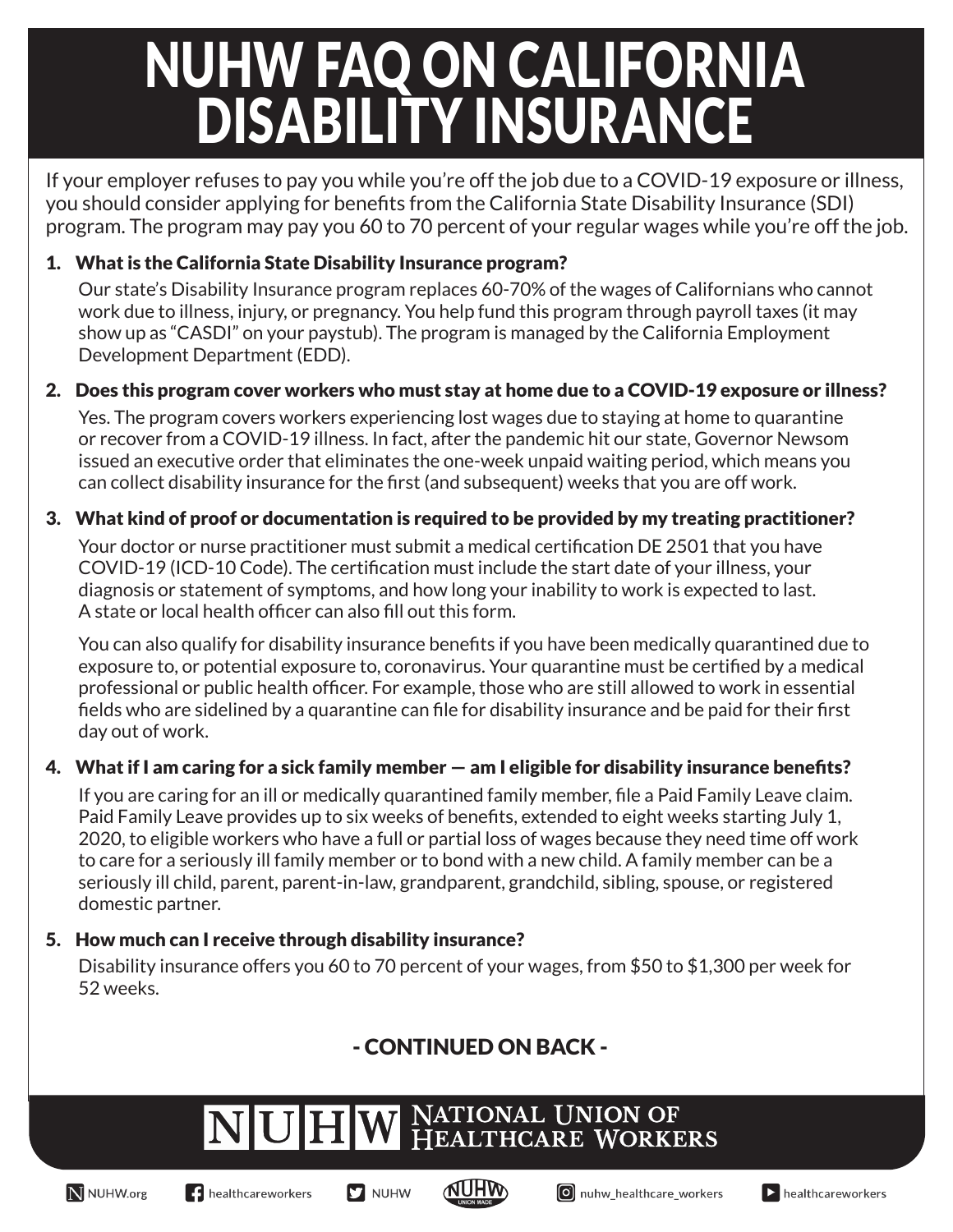# NUHW FAQ ON CALIFORNIA DISABILITY INSURANCE

If your employer refuses to pay you while you're off the job due to a COVID-19 exposure or illness, you should consider applying for benefits from the California State Disability Insurance (SDI) program. The program may pay you 60 to 70 percent of your regular wages while you're off the job.

**1. What is the California State Disability Insurance program?**

Our state's Disability Insurance program replaces 60-70% of the wages of Californians who cannot work due to illness, injury, or pregnancy. You help fund this program through payroll taxes (it may show up as "CASDI" on your paystub). The program is managed by the California Employment Development Department (EDD).

**2. Does this program cover workers who must stay at home due to a COVID-19 exposure or illness?**

Yes. The program covers workers experiencing lost wages due to staying at home to quarantine or recover from a COVID-19 illness. In fact, after the pandemic hit our state, Governor Newsom issued an executive order that eliminates the one-week unpaid waiting period, which means you can collect disability insurance for the first (and subsequent) weeks that you are off work.

**3. What kind of proof or documentation is required to be provided by my treating practitioner?**

Your doctor or nurse practitioner must submit a medical certification DE 2501 that you have COVID-19 (ICD-10 Code). The certification must include the start date of your illness, your diagnosis or statement of symptoms, and how long your inability to work is expected to last. A state or local health officer can also fill out this form.

You can also qualify for disability insurance benefits if you have been medically quarantined due to exposure to, or potential exposure to, coronavirus. Your quarantine must be certified by a medical professional or public health officer. For example, those who are still allowed to work in essential fields who are sidelined by a quarantine can file for disability insurance and be paid for their first day out of work.

**4. What if I am caring for a sick family member — am I eligible for disability insurance benefits?**

If you are caring for an ill or medically quarantined family member, file a Paid Family Leave claim. Paid Family Leave provides up to six weeks of benefits, extended to eight weeks starting July 1, 2020, to eligible workers who have a full or partial loss of wages because they need time off work to care for a seriously ill family member or to bond with a new child. A family member can be a seriously ill child, parent, parent-in-law, grandparent, grandchild, sibling, spouse, or registered domestic partner.

**5. How much can I receive through disability insurance?**

Disability insurance offers you 60 to 70 percent of your wages, from $50 to $1,300 per week for 52 weeks.

- CONTINUED ON BACK -

NUHW National Union of Healthcare Workers

NUHW.org | healthcareworkers | NUHW | nuhw_healthcare_workers | healthcareworkers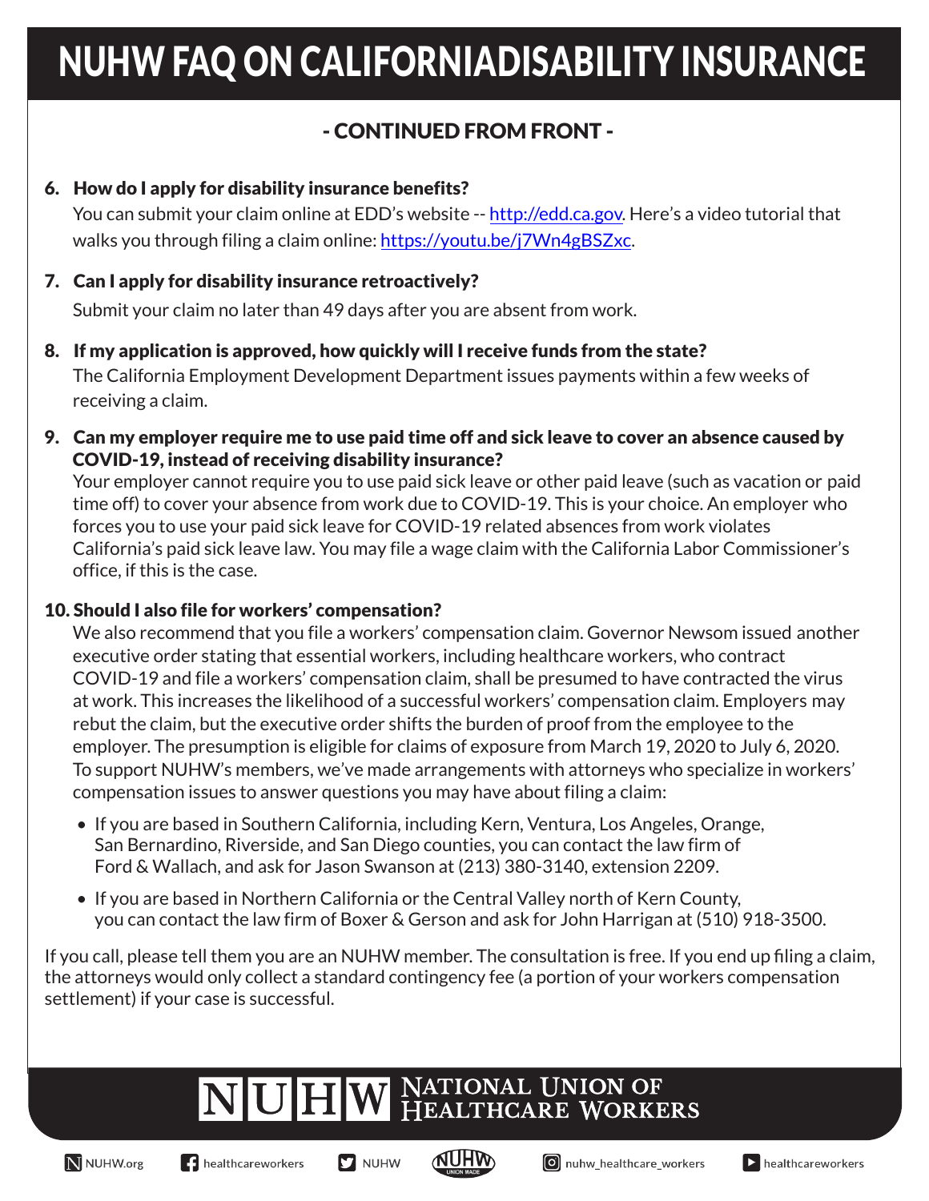# NUHW FAQ ON CALIFORNIADISABILITY INSURANCE

## - CONTINUED FROM FRONT -

6. **How do I apply for disability insurance benefits?**
   You can submit your claim online at EDD's website -- [http://edd.ca.gov](http://edd.ca.gov). Here's a video tutorial that walks you through filing a claim online: [https://youtu.be/j7Wn4gBSZxc](https://youtu.be/j7Wn4gBSZxc).

7. **Can I apply for disability insurance retroactively?**
   Submit your claim no later than 49 days after you are absent from work.

8. **If my application is approved, how quickly will I receive funds from the state?**
   The California Employment Development Department issues payments within a few weeks of receiving a claim.

9. **Can my employer require me to use paid time off and sick leave to cover an absence caused by COVID-19, instead of receiving disability insurance?**
   Your employer cannot require you to use paid sick leave or other paid leave (such as vacation or paid time off) to cover your absence from work due to COVID-19. This is your choice. An employer who forces you to use your paid sick leave for COVID-19 related absences from work violates California's paid sick leave law. You may file a wage claim with the California Labor Commissioner's office, if this is the case.

10. **Should I also file for workers' compensation?**
    We also recommend that you file a workers' compensation claim. Governor Newsom issued another executive order stating that essential workers, including healthcare workers, who contract COVID-19 and file a workers' compensation claim, shall be presumed to have contracted the virus at work. This increases the likelihood of a successful workers' compensation claim. Employers may rebut the claim, but the executive order shifts the burden of proof from the employee to the employer. The presumption is eligible for claims of exposure from March 19, 2020 to July 6, 2020. To support NUHW's members, we've made arrangements with attorneys who specialize in workers' compensation issues to answer questions you may have about filing a claim:

    - If you are based in Southern California, including Kern, Ventura, Los Angeles, Orange, San Bernardino, Riverside, and San Diego counties, you can contact the law firm of Ford & Wallach, and ask for Jason Swanson at (213) 380-3140, extension 2209.
    - If you are based in Northern California or the Central Valley north of Kern County, you can contact the law firm of Boxer & Gerson and ask for John Harrigan at (510) 918-3500.

If you call, please tell them you are an NUHW member. The consultation is free. If you end up filing a claim, the attorneys would only collect a standard contingency fee (a portion of your workers compensation settlement) if your case is successful.

NUHW NATIONAL UNION OF HEALTHCARE WORKERS

NUHW.org healthcareworkers NUHW nuhw_healthcare_workers healthcareworkers